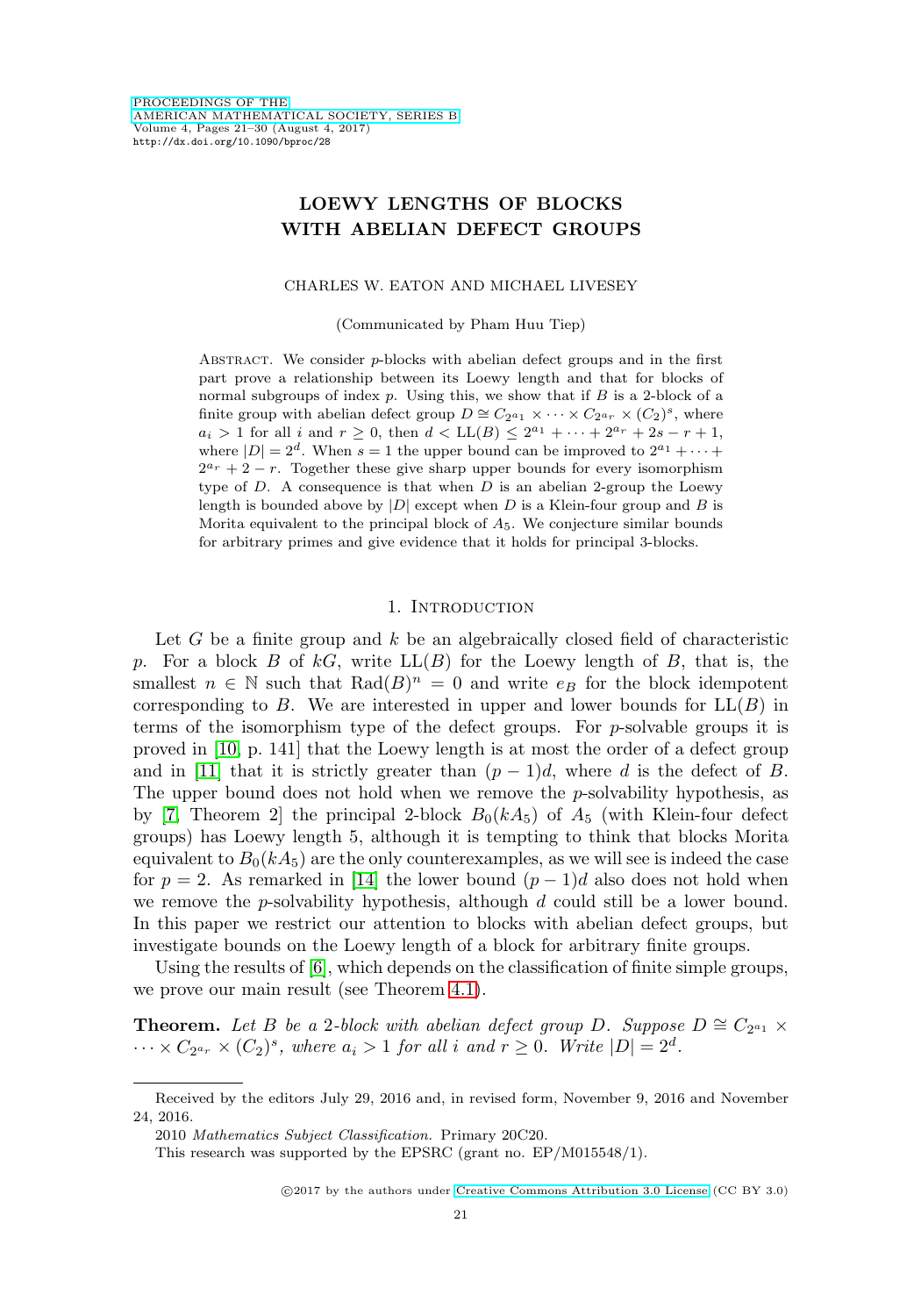# LOEWY LENGTHS OF BLOCKS WITH ABELIAN DEFECT GROUPS

CHARLES W. EATON AND MICHAEL LIVESEY

(Communicated by Pham Huu Tiep)

ABSTRACT. We consider $p$-blocks with abelian defect groups and in the first part prove a relationship between its Loewy length and that for blocks of normal subgroups of index $p$. Using this, we show that if $B$ is a 2-block of a finite group with abelian defect group $D \cong C_{2^{a_1}} \times \cdots \times C_{2^{a_r}} \times (C_2)^s$, where $a_i > 1$ for all $i$ and $r \geq 0$, then $d < \mathrm{LL}(B) \leq 2^{a_1} + \cdots + 2^{a_r} + 2s - r + 1$, where $|D| = 2^d$. When $s = 1$ the upper bound can be improved to $2^{a_1} + \cdots + 2^{a_r} + 2 - r$. Together these give sharp upper bounds for every isomorphism type of $D$. A consequence is that when $D$ is an abelian 2-group the Loewy length is bounded above by $|D|$ except when $D$ is a Klein-four group and $B$ is Morita equivalent to the principal block of $A_5$. We conjecture similar bounds for arbitrary primes and give evidence that it holds for principal 3-blocks.

## 1. Introduction

Let $G$ be a finite group and $k$ be an algebraically closed field of characteristic $p$. For a block $B$ of $kG$, write $\mathrm{LL}(B)$ for the Loewy length of $B$, that is, the smallest $n \in \mathbb{N}$ such that $\mathrm{Rad}(B)^n = 0$ and write $e_B$ for the block idempotent corresponding to $B$. We are interested in upper and lower bounds for $\mathrm{LL}(B)$ in terms of the isomorphism type of the defect groups. For $p$-solvable groups it is proved in [10, p. 141] that the Loewy length is at most the order of a defect group and in [11] that it is strictly greater than $(p-1)d$, where $d$ is the defect of $B$. The upper bound does not hold when we remove the $p$-solvability hypothesis, as by [7, Theorem 2] the principal 2-block $B_0(kA_5)$ of $A_5$ (with Klein-four defect groups) has Loewy length 5, although it is tempting to think that blocks Morita equivalent to $B_0(kA_5)$ are the only counterexamples, as we will see is indeed the case for $p = 2$. As remarked in [14] the lower bound $(p-1)d$ also does not hold when we remove the $p$-solvability hypothesis, although $d$ could still be a lower bound. In this paper we restrict our attention to blocks with abelian defect groups, but investigate bounds on the Loewy length of a block for arbitrary finite groups.

Using the results of [6], which depends on the classification of finite simple groups, we prove our main result (see Theorem 4.1).

**Theorem.** *Let $B$ be a 2-block with abelian defect group $D$. Suppose $D \cong C_{2^{a_1}} \times \cdots \times C_{2^{a_r}} \times (C_2)^s$, where $a_i > 1$ for all $i$ and $r \geq 0$. Write $|D| = 2^d$.*

---

Received by the editors July 29, 2016 and, in revised form, November 9, 2016 and November 24, 2016.

2010 *Mathematics Subject Classification.* Primary 20C20.

This research was supported by the EPSRC (grant no. EP/M015548/1).

©2017 by the authors under Creative Commons Attribution 3.0 License (CC BY 3.0)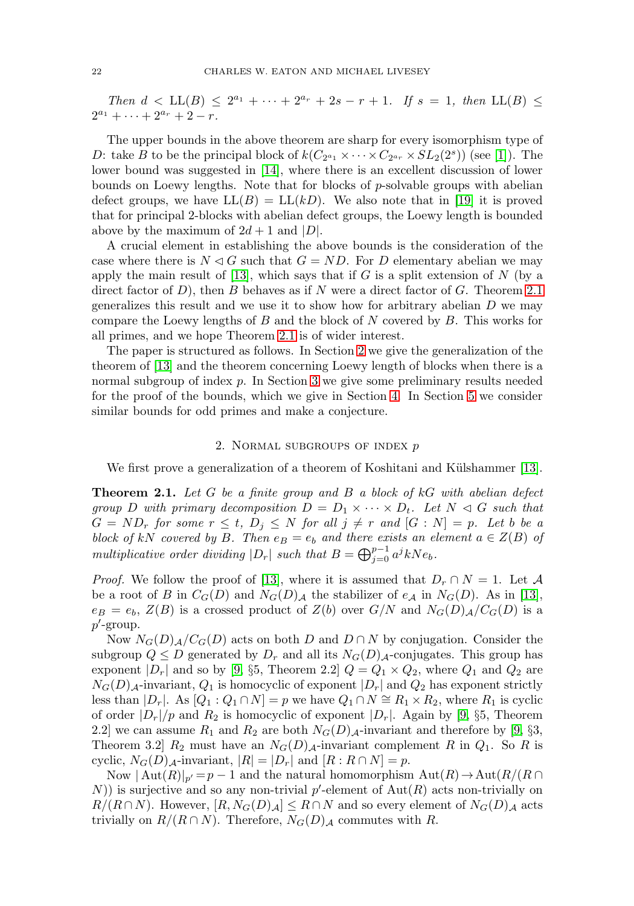*Then $d < \mathrm{LL}(B) \leq 2^{a_1} + \cdots + 2^{a_r} + 2s - r + 1$. If $s = 1$, then $\mathrm{LL}(B) \leq 2^{a_1} + \cdots + 2^{a_r} + 2 - r$.*

The upper bounds in the above theorem are sharp for every isomorphism type of $D$: take $B$ to be the principal block of $k(C_{2^{a_1}} \times \cdots \times C_{2^{a_r}} \times SL_2(2^s))$ (see [1]). The lower bound was suggested in [14], where there is an excellent discussion of lower bounds on Loewy lengths. Note that for blocks of $p$-solvable groups with abelian defect groups, we have $\mathrm{LL}(B) = \mathrm{LL}(kD)$. We also note that in [19] it is proved that for principal 2-blocks with abelian defect groups, the Loewy length is bounded above by the maximum of $2d + 1$ and $|D|$.

A crucial element in establishing the above bounds is the consideration of the case where there is $N \lhd G$ such that $G = ND$. For $D$ elementary abelian we may apply the main result of [13], which says that if $G$ is a split extension of $N$ (by a direct factor of $D$), then $B$ behaves as if $N$ were a direct factor of $G$. Theorem 2.1 generalizes this result and we use it to show how for arbitrary abelian $D$ we may compare the Loewy lengths of $B$ and the block of $N$ covered by $B$. This works for all primes, and we hope Theorem 2.1 is of wider interest.

The paper is structured as follows. In Section 2 we give the generalization of the theorem of [13] and the theorem concerning Loewy length of blocks when there is a normal subgroup of index $p$. In Section 3 we give some preliminary results needed for the proof of the bounds, which we give in Section 4. In Section 5 we consider similar bounds for odd primes and make a conjecture.

## 2. Normal subgroups of index $p$

We first prove a generalization of a theorem of Koshitani and Külshammer [13].

**Theorem 2.1.** *Let $G$ be a finite group and $B$ a block of $kG$ with abelian defect group $D$ with primary decomposition $D = D_1 \times \cdots \times D_t$. Let $N \lhd G$ such that $G = ND_r$ for some $r \leq t$, $D_j \leq N$ for all $j \neq r$ and $[G : N] = p$. Let $b$ be a block of $kN$ covered by $B$. Then $e_B = e_b$ and there exists an element $a \in Z(B)$ of multiplicative order dividing $|D_r|$ such that $B = \bigoplus_{j=0}^{p-1} a^j kNe_b$.*

*Proof.* We follow the proof of [13], where it is assumed that $D_r \cap N = 1$. Let $\mathcal{A}$ be a root of $B$ in $C_G(D)$ and $N_G(D)_\mathcal{A}$ the stabilizer of $e_\mathcal{A}$ in $N_G(D)$. As in [13], $e_B = e_b$, $Z(B)$ is a crossed product of $Z(b)$ over $G/N$ and $N_G(D)_\mathcal{A}/C_G(D)$ is a $p'$-group.

Now $N_G(D)_\mathcal{A}/C_G(D)$ acts on both $D$ and $D \cap N$ by conjugation. Consider the subgroup $Q \leq D$ generated by $D_r$ and all its $N_G(D)_\mathcal{A}$-conjugates. This group has exponent $|D_r|$ and so by [9, §5, Theorem 2.2] $Q = Q_1 \times Q_2$, where $Q_1$ and $Q_2$ are $N_G(D)_\mathcal{A}$-invariant, $Q_1$ is homocyclic of exponent $|D_r|$ and $Q_2$ has exponent strictly less than $|D_r|$. As $[Q_1 : Q_1 \cap N] = p$ we have $Q_1 \cap N \cong R_1 \times R_2$, where $R_1$ is cyclic of order $|D_r|/p$ and $R_2$ is homocyclic of exponent $|D_r|$. Again by [9, §5, Theorem 2.2] we can assume $R_1$ and $R_2$ are both $N_G(D)_\mathcal{A}$-invariant and therefore by [9, §3, Theorem 3.2] $R_2$ must have an $N_G(D)_\mathcal{A}$-invariant complement $R$ in $Q_1$. So $R$ is cyclic, $N_G(D)_\mathcal{A}$-invariant, $|R| = |D_r|$ and $[R : R \cap N] = p$.

Now $|\mathrm{Aut}(R)|_{p'} = p - 1$ and the natural homomorphism $\mathrm{Aut}(R) \to \mathrm{Aut}(R/(R \cap N))$ is surjective and so any non-trivial $p'$-element of $\mathrm{Aut}(R)$ acts non-trivially on $R/(R \cap N)$. However, $[R, N_G(D)_\mathcal{A}] \leq R \cap N$ and so every element of $N_G(D)_\mathcal{A}$ acts trivially on $R/(R \cap N)$. Therefore, $N_G(D)_\mathcal{A}$ commutes with $R$.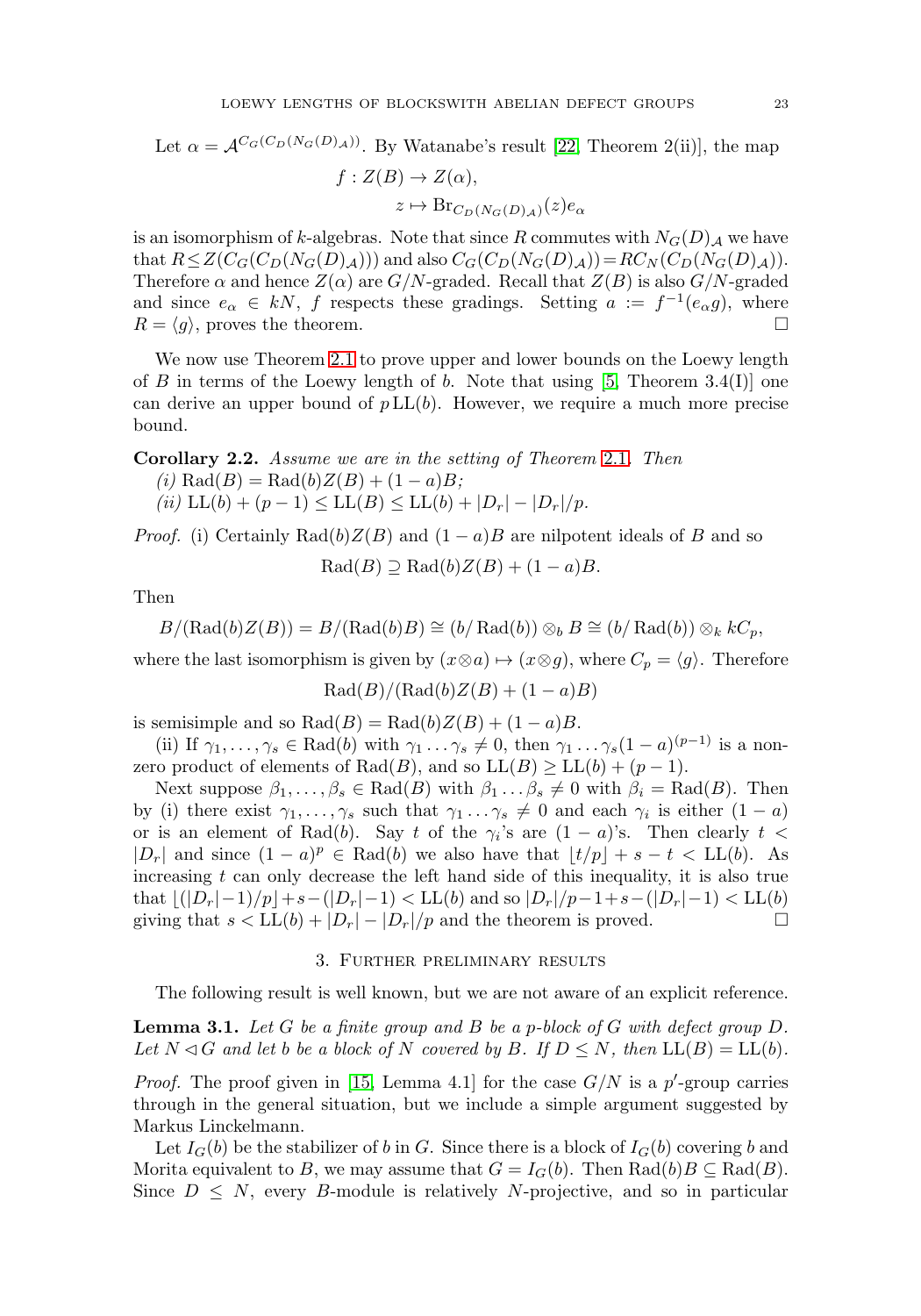Let $\alpha = \mathcal{A}^{C_G(C_D(N_G(D)_\mathcal{A}))}$. By Watanabe's result [22, Theorem 2(ii)], the map

$$f : Z(B) \to Z(\alpha),$$
$$z \mapsto \mathrm{Br}_{C_D(N_G(D)_\mathcal{A})}(z)e_\alpha$$

is an isomorphism of $k$-algebras. Note that since $R$ commutes with $N_G(D)_\mathcal{A}$ we have that $R \le Z(C_G(C_D(N_G(D)_\mathcal{A})))$ and also $C_G(C_D(N_G(D)_\mathcal{A})) = RC_N(C_D(N_G(D)_\mathcal{A}))$. Therefore $\alpha$ and hence $Z(\alpha)$ are $G/N$-graded. Recall that $Z(B)$ is also $G/N$-graded and since $e_\alpha \in kN$, $f$ respects these gradings. Setting $a := f^{-1}(e_\alpha g)$, where $R = \langle g \rangle$, proves the theorem. $\square$

We now use Theorem 2.1 to prove upper and lower bounds on the Loewy length of $B$ in terms of the Loewy length of $b$. Note that using [5, Theorem 3.4(I)] one can derive an upper bound of $p\,\mathrm{LL}(b)$. However, we require a much more precise bound.

**Corollary 2.2.** *Assume we are in the setting of Theorem 2.1. Then*
*(i)* $\mathrm{Rad}(B) = \mathrm{Rad}(b)Z(B) + (1-a)B$*;*
*(ii)* $\mathrm{LL}(b) + (p-1) \le \mathrm{LL}(B) \le \mathrm{LL}(b) + |D_r| - |D_r|/p$.

*Proof.* (i) Certainly $\mathrm{Rad}(b)Z(B)$ and $(1-a)B$ are nilpotent ideals of $B$ and so

$$\mathrm{Rad}(B) \supseteq \mathrm{Rad}(b)Z(B) + (1-a)B.$$

Then

$$B/(\mathrm{Rad}(b)Z(B)) = B/(\mathrm{Rad}(b)B) \cong (b/\mathrm{Rad}(b)) \otimes_b B \cong (b/\mathrm{Rad}(b)) \otimes_k kC_p,$$

where the last isomorphism is given by $(x \otimes a) \mapsto (x \otimes g)$, where $C_p = \langle g \rangle$. Therefore

$$\mathrm{Rad}(B)/(\mathrm{Rad}(b)Z(B) + (1-a)B)$$

is semisimple and so $\mathrm{Rad}(B) = \mathrm{Rad}(b)Z(B) + (1-a)B$.

(ii) If $\gamma_1, \dots, \gamma_s \in \mathrm{Rad}(b)$ with $\gamma_1 \dots \gamma_s \neq 0$, then $\gamma_1 \dots \gamma_s(1-a)^{(p-1)}$ is a non-zero product of elements of $\mathrm{Rad}(B)$, and so $\mathrm{LL}(B) \ge \mathrm{LL}(b) + (p-1)$.

Next suppose $\beta_1, \dots, \beta_s \in \mathrm{Rad}(B)$ with $\beta_1 \dots \beta_s \neq 0$ with $\beta_i = \mathrm{Rad}(B)$. Then by (i) there exist $\gamma_1, \dots, \gamma_s$ such that $\gamma_1 \dots \gamma_s \neq 0$ and each $\gamma_i$ is either $(1-a)$ or is an element of $\mathrm{Rad}(b)$. Say $t$ of the $\gamma_i$'s are $(1-a)$'s. Then clearly $t < |D_r|$ and since $(1-a)^p \in \mathrm{Rad}(b)$ we also have that $\lfloor t/p \rfloor + s - t < \mathrm{LL}(b)$. As increasing $t$ can only decrease the left hand side of this inequality, it is also true that $\lfloor (|D_r|-1)/p \rfloor + s - (|D_r|-1) < \mathrm{LL}(b)$ and so $|D_r|/p - 1 + s - (|D_r|-1) < \mathrm{LL}(b)$ giving that $s < \mathrm{LL}(b) + |D_r| - |D_r|/p$ and the theorem is proved. $\square$

## 3. Further preliminary results

The following result is well known, but we are not aware of an explicit reference.

**Lemma 3.1.** *Let $G$ be a finite group and $B$ be a $p$-block of $G$ with defect group $D$. Let $N \lhd G$ and let $b$ be a block of $N$ covered by $B$. If $D \le N$, then* $\mathrm{LL}(B) = \mathrm{LL}(b)$.

*Proof.* The proof given in [15, Lemma 4.1] for the case $G/N$ is a $p'$-group carries through in the general situation, but we include a simple argument suggested by Markus Linckelmann.

Let $I_G(b)$ be the stabilizer of $b$ in $G$. Since there is a block of $I_G(b)$ covering $b$ and Morita equivalent to $B$, we may assume that $G = I_G(b)$. Then $\mathrm{Rad}(b)B \subseteq \mathrm{Rad}(B)$. Since $D \le N$, every $B$-module is relatively $N$-projective, and so in particular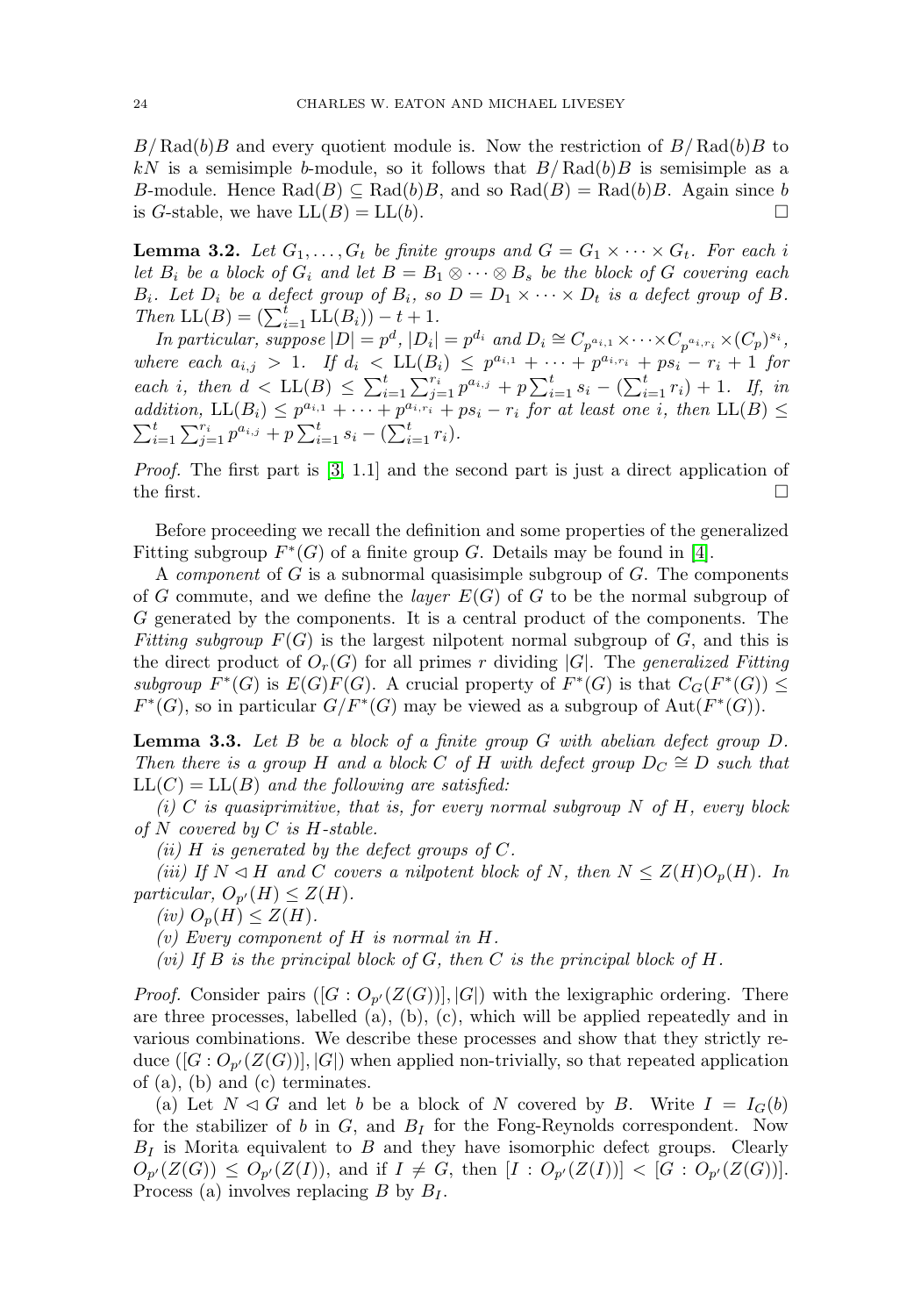$B/\operatorname{Rad}(b)B$ and every quotient module is. Now the restriction of $B/\operatorname{Rad}(b)B$ to $kN$ is a semisimple $b$-module, so it follows that $B/\operatorname{Rad}(b)B$ is semisimple as a $B$-module. Hence $\operatorname{Rad}(B) \subseteq \operatorname{Rad}(b)B$, and so $\operatorname{Rad}(B) = \operatorname{Rad}(b)B$. Again since $b$ is $G$-stable, we have $\operatorname{LL}(B) = \operatorname{LL}(b)$. □

**Lemma 3.2.** *Let $G_1, \ldots, G_t$ be finite groups and $G = G_1 \times \cdots \times G_t$. For each $i$ let $B_i$ be a block of $G_i$ and let $B = B_1 \otimes \cdots \otimes B_s$ be the block of $G$ covering each $B_i$. Let $D_i$ be a defect group of $B_i$, so $D = D_1 \times \cdots \times D_t$ is a defect group of $B$. Then $\operatorname{LL}(B) = (\sum_{i=1}^{t} \operatorname{LL}(B_i)) - t + 1$.*

*In particular, suppose $|D| = p^d$, $|D_i| = p^{d_i}$ and $D_i \cong C_{p^{a_{i,1}}} \times \cdots \times C_{p^{a_{i,r_i}}} \times (C_p)^{s_i}$, where each $a_{i,j} > 1$. If $d_i < \operatorname{LL}(B_i) \leq p^{a_{i,1}} + \cdots + p^{a_{i,r_i}} + ps_i - r_i + 1$ for each $i$, then $d < \operatorname{LL}(B) \leq \sum_{i=1}^{t} \sum_{j=1}^{r_i} p^{a_{i,j}} + p \sum_{i=1}^{t} s_i - (\sum_{i=1}^{t} r_i) + 1$. If, in addition, $\operatorname{LL}(B_i) \leq p^{a_{i,1}} + \cdots + p^{a_{i,r_i}} + ps_i - r_i$ for at least one $i$, then $\operatorname{LL}(B) \leq \sum_{i=1}^{t} \sum_{j=1}^{r_i} p^{a_{i,j}} + p \sum_{i=1}^{t} s_i - (\sum_{i=1}^{t} r_i)$.*

*Proof.* The first part is [3, 1.1] and the second part is just a direct application of the first. □

Before proceeding we recall the definition and some properties of the generalized Fitting subgroup $F^*(G)$ of a finite group $G$. Details may be found in [4].

A *component* of $G$ is a subnormal quasisimple subgroup of $G$. The components of $G$ commute, and we define the *layer* $E(G)$ of $G$ to be the normal subgroup of $G$ generated by the components. It is a central product of the components. The *Fitting subgroup* $F(G)$ is the largest nilpotent normal subgroup of $G$, and this is the direct product of $O_r(G)$ for all primes $r$ dividing $|G|$. The *generalized Fitting subgroup* $F^*(G)$ is $E(G)F(G)$. A crucial property of $F^*(G)$ is that $C_G(F^*(G)) \leq F^*(G)$, so in particular $G/F^*(G)$ may be viewed as a subgroup of $\operatorname{Aut}(F^*(G))$.

**Lemma 3.3.** *Let $B$ be a block of a finite group $G$ with abelian defect group $D$. Then there is a group $H$ and a block $C$ of $H$ with defect group $D_C \cong D$ such that $\operatorname{LL}(C) = \operatorname{LL}(B)$ and the following are satisfied:*

*(i) $C$ is quasiprimitive, that is, for every normal subgroup $N$ of $H$, every block of $N$ covered by $C$ is $H$-stable.*

*(ii) $H$ is generated by the defect groups of $C$.*

*(iii) If $N \lhd H$ and $C$ covers a nilpotent block of $N$, then $N \leq Z(H)O_p(H)$. In particular, $O_{p'}(H) \leq Z(H)$.*

*(iv) $O_p(H) \leq Z(H)$.*

*(v) Every component of $H$ is normal in $H$.*

*(vi) If $B$ is the principal block of $G$, then $C$ is the principal block of $H$.*

*Proof.* Consider pairs $([G : O_{p'}(Z(G))], |G|)$ with the lexigraphic ordering. There are three processes, labelled (a), (b), (c), which will be applied repeatedly and in various combinations. We describe these processes and show that they strictly reduce $([G : O_{p'}(Z(G))], |G|)$ when applied non-trivially, so that repeated application of (a), (b) and (c) terminates.

(a) Let $N \lhd G$ and let $b$ be a block of $N$ covered by $B$. Write $I = I_G(b)$ for the stabilizer of $b$ in $G$, and $B_I$ for the Fong-Reynolds correspondent. Now $B_I$ is Morita equivalent to $B$ and they have isomorphic defect groups. Clearly $O_{p'}(Z(G)) \leq O_{p'}(Z(I))$, and if $I \neq G$, then $[I : O_{p'}(Z(I))] < [G : O_{p'}(Z(G))]$. Process (a) involves replacing $B$ by $B_I$.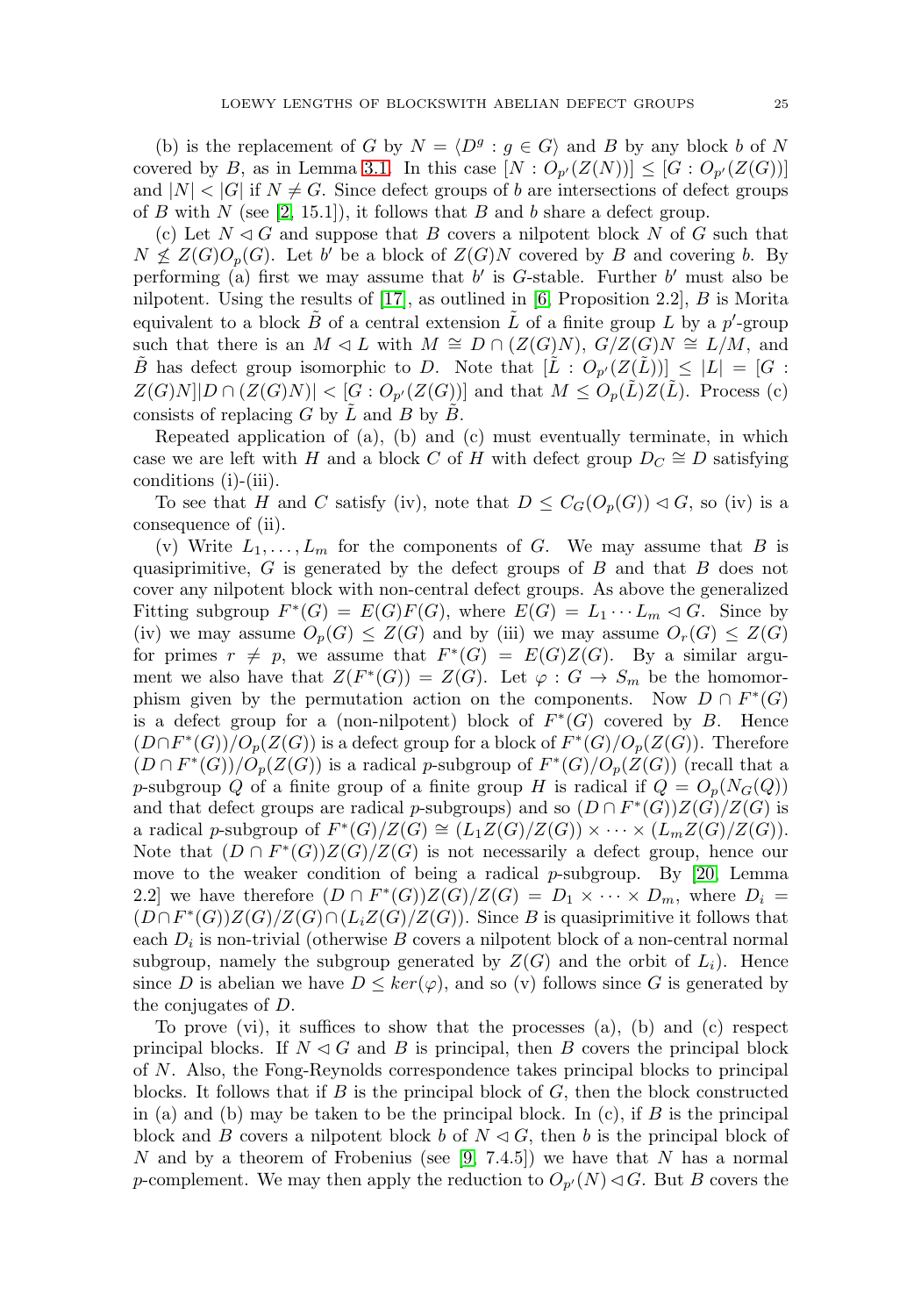(b) is the replacement of $G$ by $N = \langle D^g : g \in G \rangle$ and $B$ by any block $b$ of $N$ covered by $B$, as in Lemma 3.1. In this case $[N : O_{p'}(Z(N))] \leq [G : O_{p'}(Z(G))]$ and $|N| < |G|$ if $N \neq G$. Since defect groups of $b$ are intersections of defect groups of $B$ with $N$ (see [2, 15.1]), it follows that $B$ and $b$ share a defect group.

(c) Let $N \lhd G$ and suppose that $B$ covers a nilpotent block $N$ of $G$ such that $N \not\leq Z(G)O_p(G)$. Let $b'$ be a block of $Z(G)N$ covered by $B$ and covering $b$. By performing (a) first we may assume that $b'$ is $G$-stable. Further $b'$ must also be nilpotent. Using the results of [17], as outlined in [6, Proposition 2.2], $B$ is Morita equivalent to a block $\tilde{B}$ of a central extension $\tilde{L}$ of a finite group $L$ by a $p'$-group such that there is an $M \lhd L$ with $M \cong D \cap (Z(G)N)$, $G/Z(G)N \cong L/M$, and $\tilde{B}$ has defect group isomorphic to $D$. Note that $[\tilde{L} : O_{p'}(Z(\tilde{L}))] \leq |L| = [G : Z(G)N]|D \cap (Z(G)N)| < [G : O_{p'}(Z(G))]$ and that $M \leq O_p(\tilde{L})Z(\tilde{L})$. Process (c) consists of replacing $G$ by $\tilde{L}$ and $B$ by $\tilde{B}$.

Repeated application of (a), (b) and (c) must eventually terminate, in which case we are left with $H$ and a block $C$ of $H$ with defect group $D_C \cong D$ satisfying conditions (i)-(iii).

To see that $H$ and $C$ satisfy (iv), note that $D \leq C_G(O_p(G)) \lhd G$, so (iv) is a consequence of (ii).

(v) Write $L_1, \ldots, L_m$ for the components of $G$. We may assume that $B$ is quasiprimitive, $G$ is generated by the defect groups of $B$ and that $B$ does not cover any nilpotent block with non-central defect groups. As above the generalized Fitting subgroup $F^*(G) = E(G)F(G)$, where $E(G) = L_1 \cdots L_m \lhd G$. Since by (iv) we may assume $O_p(G) \leq Z(G)$ and by (iii) we may assume $O_r(G) \leq Z(G)$ for primes $r \neq p$, we assume that $F^*(G) = E(G)Z(G)$. By a similar argument we also have that $Z(F^*(G)) = Z(G)$. Let $\varphi : G \to S_m$ be the homomorphism given by the permutation action on the components. Now $D \cap F^*(G)$ is a defect group for a (non-nilpotent) block of $F^*(G)$ covered by $B$. Hence $(D \cap F^*(G))/O_p(Z(G))$ is a defect group for a block of $F^*(G)/O_p(Z(G))$. Therefore $(D \cap F^*(G))/O_p(Z(G))$ is a radical $p$-subgroup of $F^*(G)/O_p(Z(G))$ (recall that a $p$-subgroup $Q$ of a finite group of a finite group $H$ is radical if $Q = O_p(N_G(Q))$ and that defect groups are radical $p$-subgroups) and so $(D \cap F^*(G))Z(G)/Z(G)$ is a radical $p$-subgroup of $F^*(G)/Z(G) \cong (L_1Z(G)/Z(G)) \times \cdots \times (L_mZ(G)/Z(G))$. Note that $(D \cap F^*(G))Z(G)/Z(G)$ is not necessarily a defect group, hence our move to the weaker condition of being a radical $p$-subgroup. By [20, Lemma 2.2] we have therefore $(D \cap F^*(G))Z(G)/Z(G) = D_1 \times \cdots \times D_m$, where $D_i = (D \cap F^*(G))Z(G)/Z(G) \cap (L_iZ(G)/Z(G))$. Since $B$ is quasiprimitive it follows that each $D_i$ is non-trivial (otherwise $B$ covers a nilpotent block of a non-central normal subgroup, namely the subgroup generated by $Z(G)$ and the orbit of $L_i$). Hence since $D$ is abelian we have $D \leq ker(\varphi)$, and so (v) follows since $G$ is generated by the conjugates of $D$.

To prove (vi), it suffices to show that the processes (a), (b) and (c) respect principal blocks. If $N \lhd G$ and $B$ is principal, then $B$ covers the principal block of $N$. Also, the Fong-Reynolds correspondence takes principal blocks to principal blocks. It follows that if $B$ is the principal block of $G$, then the block constructed in (a) and (b) may be taken to be the principal block. In (c), if $B$ is the principal block and $B$ covers a nilpotent block $b$ of $N \lhd G$, then $b$ is the principal block of $N$ and by a theorem of Frobenius (see [9, 7.4.5]) we have that $N$ has a normal $p$-complement. We may then apply the reduction to $O_{p'}(N) \lhd G$. But $B$ covers the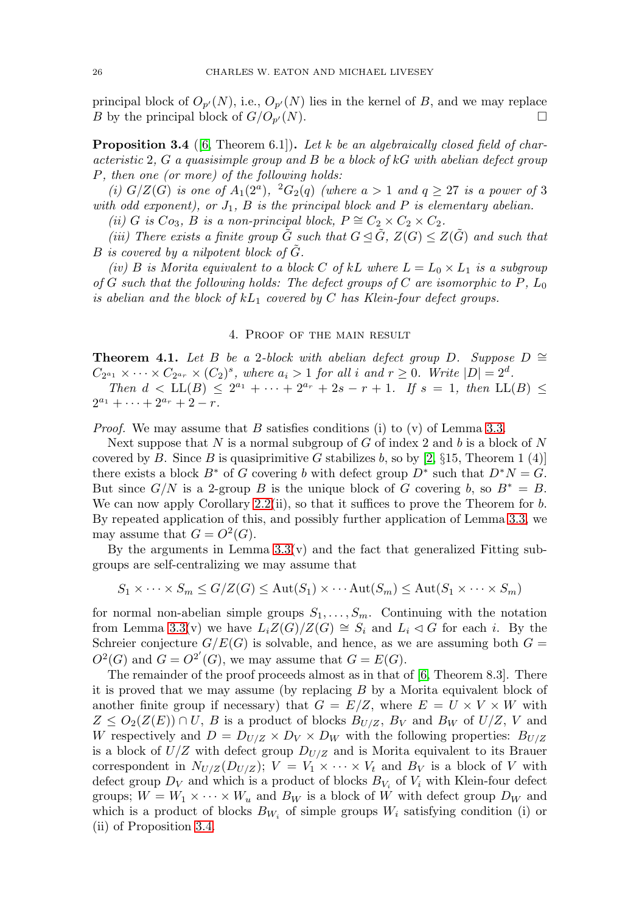principal block of $O_{p'}(N)$, i.e., $O_{p'}(N)$ lies in the kernel of $B$, and we may replace $B$ by the principal block of $G/O_{p'}(N)$. □

**Proposition 3.4** ([6, Theorem 6.1]). *Let $k$ be an algebraically closed field of characteristic 2, $G$ a quasisimple group and $B$ be a block of $kG$ with abelian defect group $P$, then one (or more) of the following holds:*

*(i) $G/Z(G)$ is one of $A_1(2^a)$, ${}^2G_2(q)$ (where $a > 1$ and $q \geq 27$ is a power of 3 with odd exponent), or $J_1$, $B$ is the principal block and $P$ is elementary abelian.*

*(ii) $G$ is $Co_3$, $B$ is a non-principal block, $P \cong C_2 \times C_2 \times C_2$.*

*(iii) There exists a finite group $\tilde{G}$ such that $G \trianglelefteq \tilde{G}$, $Z(G) \leq Z(\tilde{G})$ and such that $B$ is covered by a nilpotent block of $\tilde{G}$.*

*(iv) $B$ is Morita equivalent to a block $C$ of $kL$ where $L = L_0 \times L_1$ is a subgroup of $G$ such that the following holds: The defect groups of $C$ are isomorphic to $P$, $L_0$ is abelian and the block of $kL_1$ covered by $C$ has Klein-four defect groups.*

## 4. Proof of the main result

**Theorem 4.1.** *Let $B$ be a 2-block with abelian defect group $D$. Suppose $D \cong C_{2^{a_1}} \times \cdots \times C_{2^{a_r}} \times (C_2)^s$, where $a_i > 1$ for all $i$ and $r \geq 0$. Write $|D| = 2^d$.*

*Then $d < \mathrm{LL}(B) \leq 2^{a_1} + \cdots + 2^{a_r} + 2s - r + 1$. If $s = 1$, then $\mathrm{LL}(B) \leq 2^{a_1} + \cdots + 2^{a_r} + 2 - r$.*

*Proof.* We may assume that $B$ satisfies conditions (i) to (v) of Lemma 3.3.

Next suppose that $N$ is a normal subgroup of $G$ of index 2 and $b$ is a block of $N$ covered by $B$. Since $B$ is quasiprimitive $G$ stabilizes $b$, so by [2, §15, Theorem 1 (4)] there exists a block $B^*$ of $G$ covering $b$ with defect group $D^*$ such that $D^*N = G$. But since $G/N$ is a 2-group $B$ is the unique block of $G$ covering $b$, so $B^* = B$. We can now apply Corollary 2.2(ii), so that it suffices to prove the Theorem for $b$. By repeated application of this, and possibly further application of Lemma 3.3, we may assume that $G = O^2(G)$.

By the arguments in Lemma 3.3(v) and the fact that generalized Fitting subgroups are self-centralizing we may assume that

$$S_1 \times \cdots \times S_m \leq G/Z(G) \leq \mathrm{Aut}(S_1) \times \cdots \mathrm{Aut}(S_m) \leq \mathrm{Aut}(S_1 \times \cdots \times S_m)$$

for normal non-abelian simple groups $S_1, \ldots, S_m$. Continuing with the notation from Lemma 3.3(v) we have $L_iZ(G)/Z(G) \cong S_i$ and $L_i \lhd G$ for each $i$. By the Schreier conjecture $G/E(G)$ is solvable, and hence, as we are assuming both $G = O^2(G)$ and $G = O^{2'}(G)$, we may assume that $G = E(G)$.

The remainder of the proof proceeds almost as in that of [6, Theorem 8.3]. There it is proved that we may assume (by replacing $B$ by a Morita equivalent block of another finite group if necessary) that $G = E/Z$, where $E = U \times V \times W$ with $Z \leq O_2(Z(E)) \cap U$, $B$ is a product of blocks $B_{U/Z}$, $B_V$ and $B_W$ of $U/Z$, $V$ and $W$ respectively and $D = D_{U/Z} \times D_V \times D_W$ with the following properties: $B_{U/Z}$ is a block of $U/Z$ with defect group $D_{U/Z}$ and is Morita equivalent to its Brauer correspondent in $N_{U/Z}(D_{U/Z})$; $V = V_1 \times \cdots \times V_t$ and $B_V$ is a block of $V$ with defect group $D_V$ and which is a product of blocks $B_{V_i}$ of $V_i$ with Klein-four defect groups; $W = W_1 \times \cdots W_u$ and $B_W$ is a block of $W$ with defect group $D_W$ and which is a product of blocks $B_{W_i}$ of simple groups $W_i$ satisfying condition (i) or (ii) of Proposition 3.4.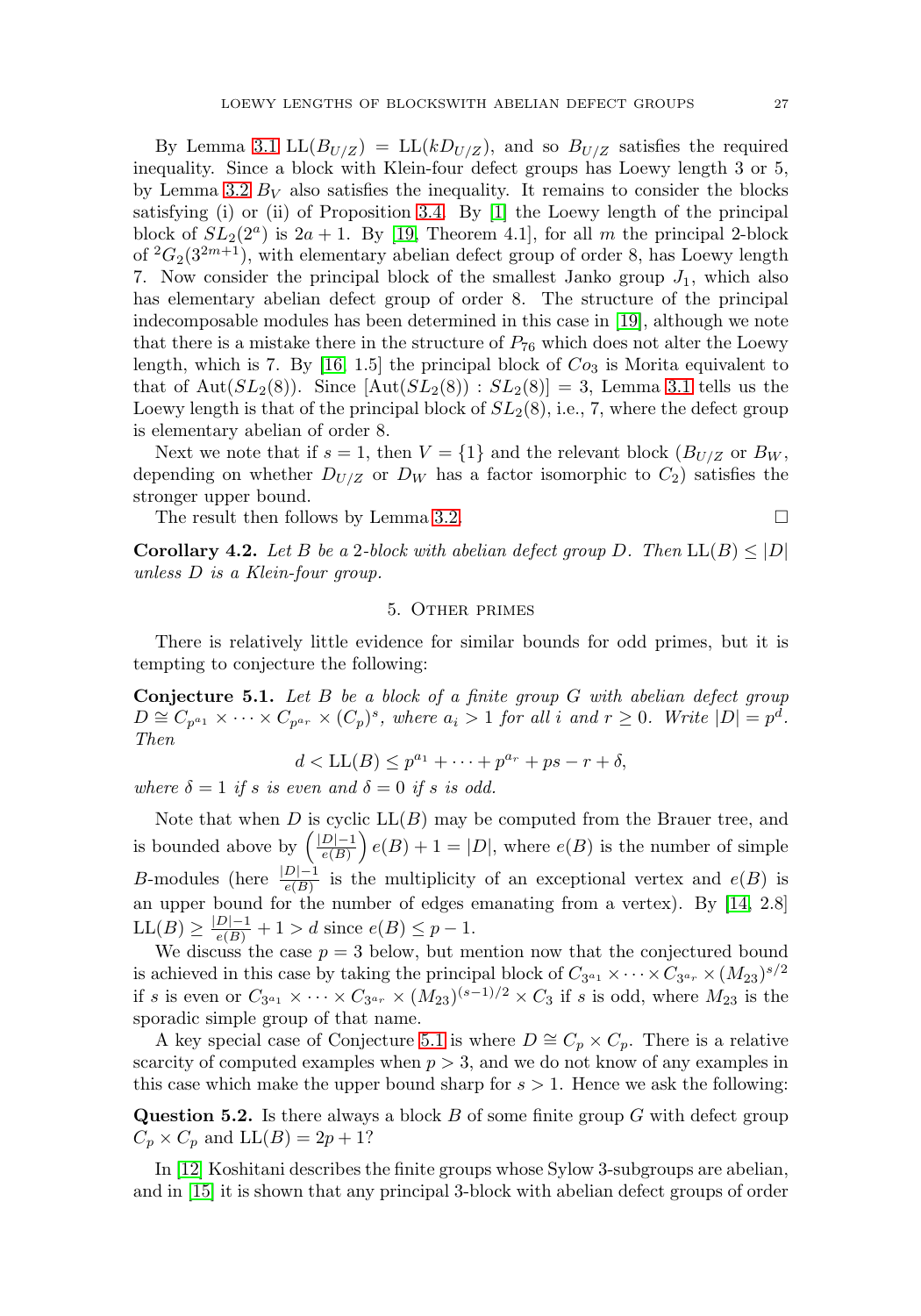By Lemma 3.1 $\mathrm{LL}(B_{U/Z}) = \mathrm{LL}(kD_{U/Z})$, and so $B_{U/Z}$ satisfies the required inequality. Since a block with Klein-four defect groups has Loewy length 3 or 5, by Lemma 3.2 $B_V$ also satisfies the inequality. It remains to consider the blocks satisfying (i) or (ii) of Proposition 3.4. By [1] the Loewy length of the principal block of $SL_2(2^a)$ is $2a+1$. By [19, Theorem 4.1], for all $m$ the principal 2-block of ${}^2G_2(3^{2m+1})$, with elementary abelian defect group of order 8, has Loewy length 7. Now consider the principal block of the smallest Janko group $J_1$, which also has elementary abelian defect group of order 8. The structure of the principal indecomposable modules has been determined in this case in [19], although we note that there is a mistake there in the structure of $P_{76}$ which does not alter the Loewy length, which is 7. By [16, 1.5] the principal block of $Co_3$ is Morita equivalent to that of $\mathrm{Aut}(SL_2(8))$. Since $[\mathrm{Aut}(SL_2(8)) : SL_2(8)] = 3$, Lemma 3.1 tells us the Loewy length is that of the principal block of $SL_2(8)$, i.e., 7, where the defect group is elementary abelian of order 8.

Next we note that if $s = 1$, then $V = \{1\}$ and the relevant block ($B_{U/Z}$ or $B_W$, depending on whether $D_{U/Z}$ or $D_W$ has a factor isomorphic to $C_2$) satisfies the stronger upper bound.

The result then follows by Lemma 3.2. □

**Corollary 4.2.** *Let $B$ be a 2-block with abelian defect group $D$. Then $\mathrm{LL}(B) \leq |D|$ unless $D$ is a Klein-four group.*

## 5. Other primes

There is relatively little evidence for similar bounds for odd primes, but it is tempting to conjecture the following:

**Conjecture 5.1.** *Let $B$ be a block of a finite group $G$ with abelian defect group $D \cong C_{p^{a_1}} \times \cdots \times C_{p^{a_r}} \times (C_p)^s$, where $a_i > 1$ for all $i$ and $r \geq 0$. Write $|D| = p^d$. Then*

$$d < \mathrm{LL}(B) \leq p^{a_1} + \cdots + p^{a_r} + ps - r + \delta,$$

*where $\delta = 1$ if $s$ is even and $\delta = 0$ if $s$ is odd.*

Note that when $D$ is cyclic $\mathrm{LL}(B)$ may be computed from the Brauer tree, and is bounded above by $\left(\frac{|D|-1}{e(B)}\right)e(B) + 1 = |D|$, where $e(B)$ is the number of simple $B$-modules (here $\frac{|D|-1}{e(B)}$ is the multiplicity of an exceptional vertex and $e(B)$ is an upper bound for the number of edges emanating from a vertex). By [14, 2.8] $\mathrm{LL}(B) \geq \frac{|D|-1}{e(B)} + 1 > d$ since $e(B) \leq p-1$.

We discuss the case $p = 3$ below, but mention now that the conjectured bound is achieved in this case by taking the principal block of $C_{3^{a_1}} \times \cdots \times C_{3^{a_r}} \times (M_{23})^{s/2}$ if $s$ is even or $C_{3^{a_1}} \times \cdots \times C_{3^{a_r}} \times (M_{23})^{(s-1)/2} \times C_3$ if $s$ is odd, where $M_{23}$ is the sporadic simple group of that name.

A key special case of Conjecture 5.1 is where $D \cong C_p \times C_p$. There is a relative scarcity of computed examples when $p > 3$, and we do not know of any examples in this case which make the upper bound sharp for $s > 1$. Hence we ask the following:

**Question 5.2.** Is there always a block $B$ of some finite group $G$ with defect group $C_p \times C_p$ and $\mathrm{LL}(B) = 2p + 1$?

In [12] Koshitani describes the finite groups whose Sylow 3-subgroups are abelian, and in [15] it is shown that any principal 3-block with abelian defect groups of order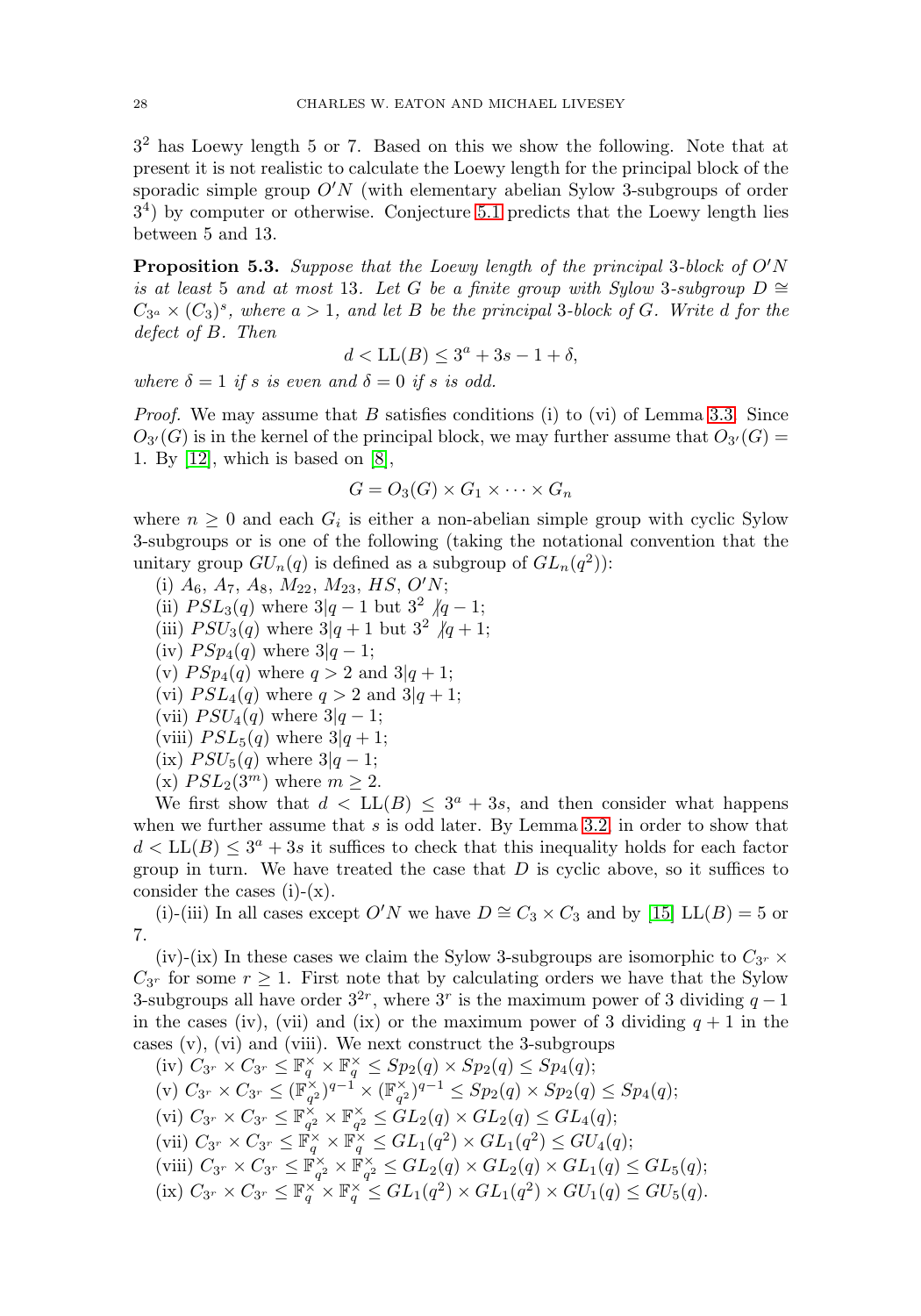$3^2$ has Loewy length 5 or 7. Based on this we show the following. Note that at present it is not realistic to calculate the Loewy length for the principal block of the sporadic simple group $O'N$ (with elementary abelian Sylow 3-subgroups of order $3^4$) by computer or otherwise. Conjecture 5.1 predicts that the Loewy length lies between 5 and 13.

**Proposition 5.3.** *Suppose that the Loewy length of the principal 3-block of $O'N$ is at least 5 and at most 13. Let $G$ be a finite group with Sylow 3-subgroup $D \cong C_{3^a} \times (C_3)^s$, where $a > 1$, and let $B$ be the principal 3-block of $G$. Write $d$ for the defect of $B$. Then*

$$d < \mathrm{LL}(B) \leq 3^a + 3s - 1 + \delta,$$

*where $\delta = 1$ if $s$ is even and $\delta = 0$ if $s$ is odd.*

*Proof.* We may assume that $B$ satisfies conditions (i) to (vi) of Lemma 3.3. Since $O_{3'}(G)$ is in the kernel of the principal block, we may further assume that $O_{3'}(G) = 1$. By [12], which is based on [8],

$$G = O_3(G) \times G_1 \times \cdots \times G_n$$

where $n \geq 0$ and each $G_i$ is either a non-abelian simple group with cyclic Sylow 3-subgroups or is one of the following (taking the notational convention that the unitary group $GU_n(q)$ is defined as a subgroup of $GL_n(q^2)$):

(i) $A_6$, $A_7$, $A_8$, $M_{22}$, $M_{23}$, $HS$, $O'N$;
(ii) $PSL_3(q)$ where $3|q-1$ but $3^2 \not| q-1$;
(iii) $PSU_3(q)$ where $3|q+1$ but $3^2 \not| q+1$;
(iv) $PSp_4(q)$ where $3|q-1$;
(v) $PSp_4(q)$ where $q > 2$ and $3|q+1$;
(vi) $PSL_4(q)$ where $q > 2$ and $3|q+1$;
(vii) $PSU_4(q)$ where $3|q-1$;
(viii) $PSL_5(q)$ where $3|q+1$;
(ix) $PSU_5(q)$ where $3|q-1$;
(x) $PSL_2(3^m)$ where $m \geq 2$.

We first show that $d < \mathrm{LL}(B) \leq 3^a + 3s$, and then consider what happens when we further assume that $s$ is odd later. By Lemma 3.2, in order to show that $d < \mathrm{LL}(B) \leq 3^a + 3s$ it suffices to check that this inequality holds for each factor group in turn. We have treated the case that $D$ is cyclic above, so it suffices to consider the cases (i)-(x).

(i)-(iii) In all cases except $O'N$ we have $D \cong C_3 \times C_3$ and by [15] $\mathrm{LL}(B) = 5$ or 7.

(iv)-(ix) In these cases we claim the Sylow 3-subgroups are isomorphic to $C_{3^r} \times C_{3^r}$ for some $r \geq 1$. First note that by calculating orders we have that the Sylow 3-subgroups all have order $3^{2r}$, where $3^r$ is the maximum power of 3 dividing $q-1$ in the cases (iv), (vii) and (ix) or the maximum power of 3 dividing $q+1$ in the cases (v), (vi) and (viii). We next construct the 3-subgroups

(iv) $C_{3^r} \times C_{3^r} \leq \mathbb{F}_q^\times \times \mathbb{F}_q^\times \leq Sp_2(q) \times Sp_2(q) \leq Sp_4(q)$;
(v) $C_{3^r} \times C_{3^r} \leq (\mathbb{F}_{q^2}^\times)^{q-1} \times (\mathbb{F}_{q^2}^\times)^{q-1} \leq Sp_2(q) \times Sp_2(q) \leq Sp_4(q)$;
(vi) $C_{3^r} \times C_{3^r} \leq \mathbb{F}_{q^2}^\times \times \mathbb{F}_{q^2}^\times \leq GL_2(q) \times GL_2(q) \leq GL_4(q)$;
(vii) $C_{3^r} \times C_{3^r} \leq \mathbb{F}_q^\times \times \mathbb{F}_q^\times \leq GL_1(q^2) \times GL_1(q^2) \leq GU_4(q)$;
(viii) $C_{3^r} \times C_{3^r} \leq \mathbb{F}_{q^2}^\times \times \mathbb{F}_{q^2}^\times \leq GL_2(q) \times GL_2(q) \times GL_1(q) \leq GL_5(q)$;
(ix) $C_{3^r} \times C_{3^r} \leq \mathbb{F}_q^\times \times \mathbb{F}_q^\times \leq GL_1(q^2) \times GL_1(q^2) \times GU_1(q) \leq GU_5(q)$.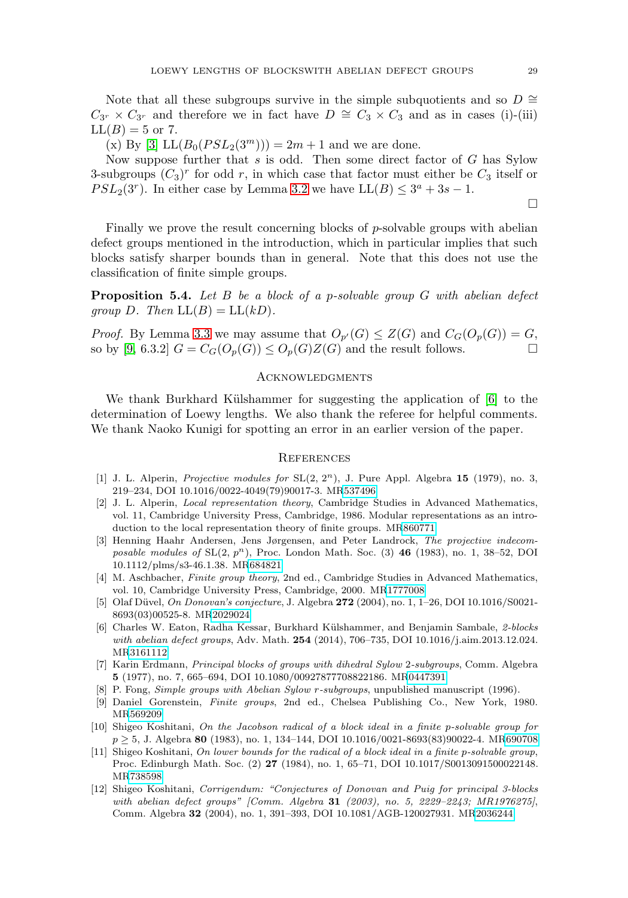Note that all these subgroups survive in the simple subquotients and so $D \cong C_{3^r} \times C_{3^r}$ and therefore we in fact have $D \cong C_3 \times C_3$ and as in cases (i)-(iii) $\mathrm{LL}(B) = 5$ or 7.

(x) By [3] $\mathrm{LL}(B_0(PSL_2(3^m))) = 2m + 1$ and we are done.

Now suppose further that $s$ is odd. Then some direct factor of $G$ has Sylow 3-subgroups $(C_3)^r$ for odd $r$, in which case that factor must either be $C_3$ itself or $PSL_2(3^r)$. In either case by Lemma 3.2 we have $\mathrm{LL}(B) \leq 3^a + 3s - 1$.

∎

Finally we prove the result concerning blocks of $p$-solvable groups with abelian defect groups mentioned in the introduction, which in particular implies that such blocks satisfy sharper bounds than in general. Note that this does not use the classification of finite simple groups.

**Proposition 5.4.** *Let $B$ be a block of a $p$-solvable group $G$ with abelian defect group $D$. Then $\mathrm{LL}(B) = \mathrm{LL}(kD)$.*

*Proof.* By Lemma 3.3 we may assume that $O_{p'}(G) \leq Z(G)$ and $C_G(O_p(G)) = G$, so by [9, 6.3.2] $G = C_G(O_p(G)) \leq O_p(G)Z(G)$ and the result follows. ∎

## Acknowledgments

We thank Burkhard Külshammer for suggesting the application of [6] to the determination of Loewy lengths. We also thank the referee for helpful comments. We thank Naoko Kunigi for spotting an error in an earlier version of the paper.

## References

[1] J. L. Alperin, *Projective modules for* SL(2, $2^n$), J. Pure Appl. Algebra **15** (1979), no. 3, 219–234, DOI 10.1016/0022-4049(79)90017-3. MR537496

[2] J. L. Alperin, *Local representation theory*, Cambridge Studies in Advanced Mathematics, vol. 11, Cambridge University Press, Cambridge, 1986. Modular representations as an introduction to the local representation theory of finite groups. MR860771

[3] Henning Haahr Andersen, Jens Jørgensen, and Peter Landrock, *The projective indecomposable modules of* SL(2, $p^n$), Proc. London Math. Soc. (3) **46** (1983), no. 1, 38–52, DOI 10.1112/plms/s3-46.1.38. MR684821

[4] M. Aschbacher, *Finite group theory*, 2nd ed., Cambridge Studies in Advanced Mathematics, vol. 10, Cambridge University Press, Cambridge, 2000. MR1777008

[5] Olaf Düvel, *On Donovan's conjecture*, J. Algebra **272** (2004), no. 1, 1–26, DOI 10.1016/S0021-8693(03)00525-8. MR2029024

[6] Charles W. Eaton, Radha Kessar, Burkhard Külshammer, and Benjamin Sambale, *2-blocks with abelian defect groups*, Adv. Math. **254** (2014), 706–735, DOI 10.1016/j.aim.2013.12.024. MR3161112

[7] Karin Erdmann, *Principal blocks of groups with dihedral Sylow 2-subgroups*, Comm. Algebra **5** (1977), no. 7, 665–694, DOI 10.1080/00927877708822186. MR0447391

[8] P. Fong, *Simple groups with Abelian Sylow r-subgroups*, unpublished manuscript (1996).

[9] Daniel Gorenstein, *Finite groups*, 2nd ed., Chelsea Publishing Co., New York, 1980. MR569209

[10] Shigeo Koshitani, *On the Jacobson radical of a block ideal in a finite p-solvable group for* $p \geq 5$, J. Algebra **80** (1983), no. 1, 134–144, DOI 10.1016/0021-8693(83)90022-4. MR690708

[11] Shigeo Koshitani, *On lower bounds for the radical of a block ideal in a finite p-solvable group*, Proc. Edinburgh Math. Soc. (2) **27** (1984), no. 1, 65–71, DOI 10.1017/S0013091500022148. MR738598

[12] Shigeo Koshitani, *Corrigendum: "Conjectures of Donovan and Puig for principal 3-blocks with abelian defect groups" [Comm. Algebra* **31** *(2003), no. 5, 2229–2243; MR1976275]*, Comm. Algebra **32** (2004), no. 1, 391–393, DOI 10.1081/AGB-120027931. MR2036244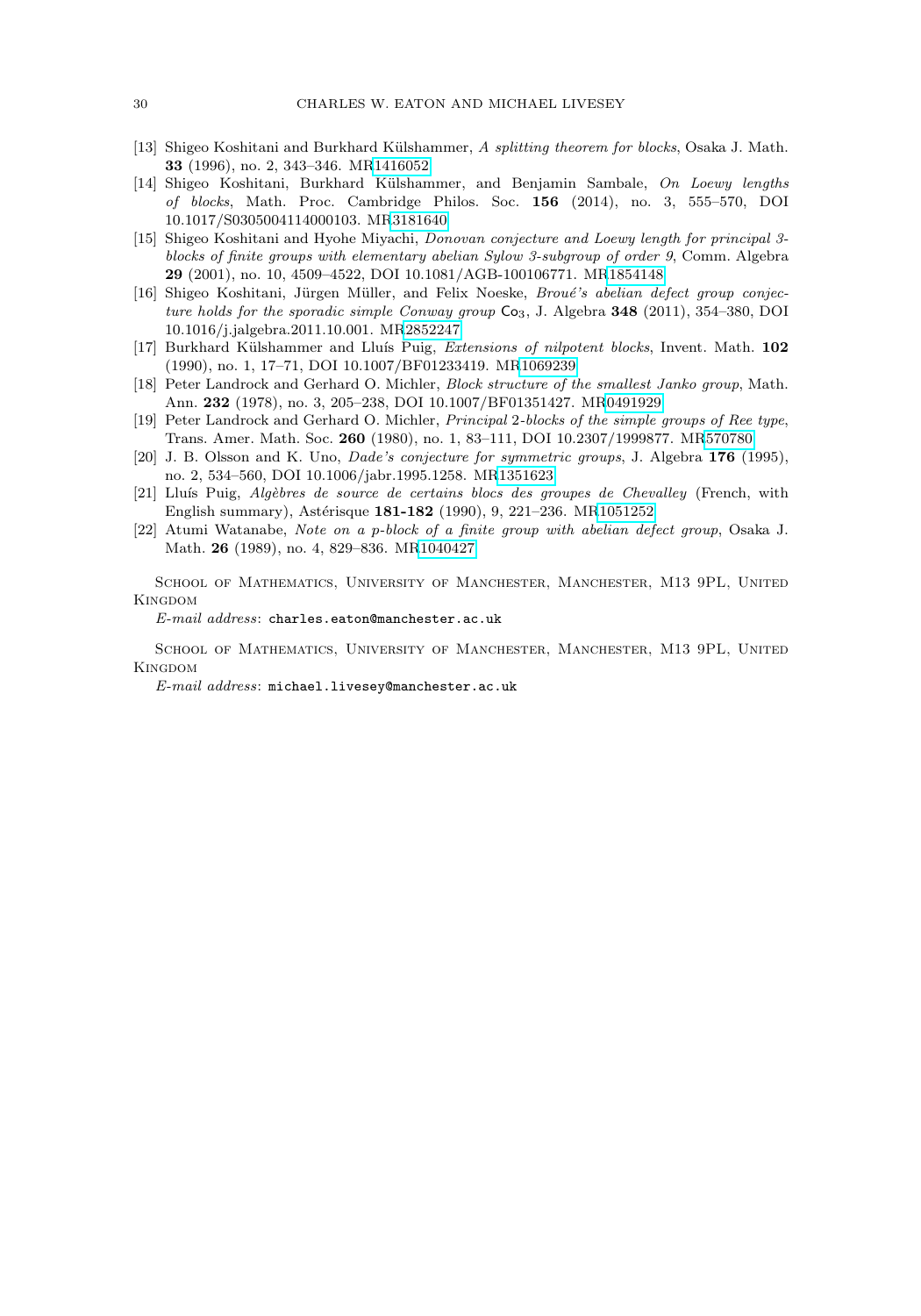[13] Shigeo Koshitani and Burkhard Külshammer, *A splitting theorem for blocks*, Osaka J. Math. **33** (1996), no. 2, 343–346. MR1416052

[14] Shigeo Koshitani, Burkhard Külshammer, and Benjamin Sambale, *On Loewy lengths of blocks*, Math. Proc. Cambridge Philos. Soc. **156** (2014), no. 3, 555–570, DOI 10.1017/S0305004114000103. MR3181640

[15] Shigeo Koshitani and Hyohe Miyachi, *Donovan conjecture and Loewy length for principal 3-blocks of finite groups with elementary abelian Sylow 3-subgroup of order 9*, Comm. Algebra **29** (2001), no. 10, 4509–4522, DOI 10.1081/AGB-100106771. MR1854148

[16] Shigeo Koshitani, Jürgen Müller, and Felix Noeske, *Broué's abelian defect group conjecture holds for the sporadic simple Conway group* $\mathsf{Co}_3$, J. Algebra **348** (2011), 354–380, DOI 10.1016/j.jalgebra.2011.10.001. MR2852247

[17] Burkhard Külshammer and Lluís Puig, *Extensions of nilpotent blocks*, Invent. Math. **102** (1990), no. 1, 17–71, DOI 10.1007/BF01233419. MR1069239

[18] Peter Landrock and Gerhard O. Michler, *Block structure of the smallest Janko group*, Math. Ann. **232** (1978), no. 3, 205–238, DOI 10.1007/BF01351427. MR0491929

[19] Peter Landrock and Gerhard O. Michler, *Principal* 2*-blocks of the simple groups of Ree type*, Trans. Amer. Math. Soc. **260** (1980), no. 1, 83–111, DOI 10.2307/1999877. MR570780

[20] J. B. Olsson and K. Uno, *Dade's conjecture for symmetric groups*, J. Algebra **176** (1995), no. 2, 534–560, DOI 10.1006/jabr.1995.1258. MR1351623

[21] Lluís Puig, *Algèbres de source de certains blocs des groupes de Chevalley* (French, with English summary), Astérisque **181-182** (1990), 9, 221–236. MR1051252

[22] Atumi Watanabe, *Note on a p-block of a finite group with abelian defect group*, Osaka J. Math. **26** (1989), no. 4, 829–836. MR1040427

School of Mathematics, University of Manchester, Manchester, M13 9PL, United Kingdom

*E-mail address*: `charles.eaton@manchester.ac.uk`

School of Mathematics, University of Manchester, Manchester, M13 9PL, United Kingdom

*E-mail address*: `michael.livesey@manchester.ac.uk`